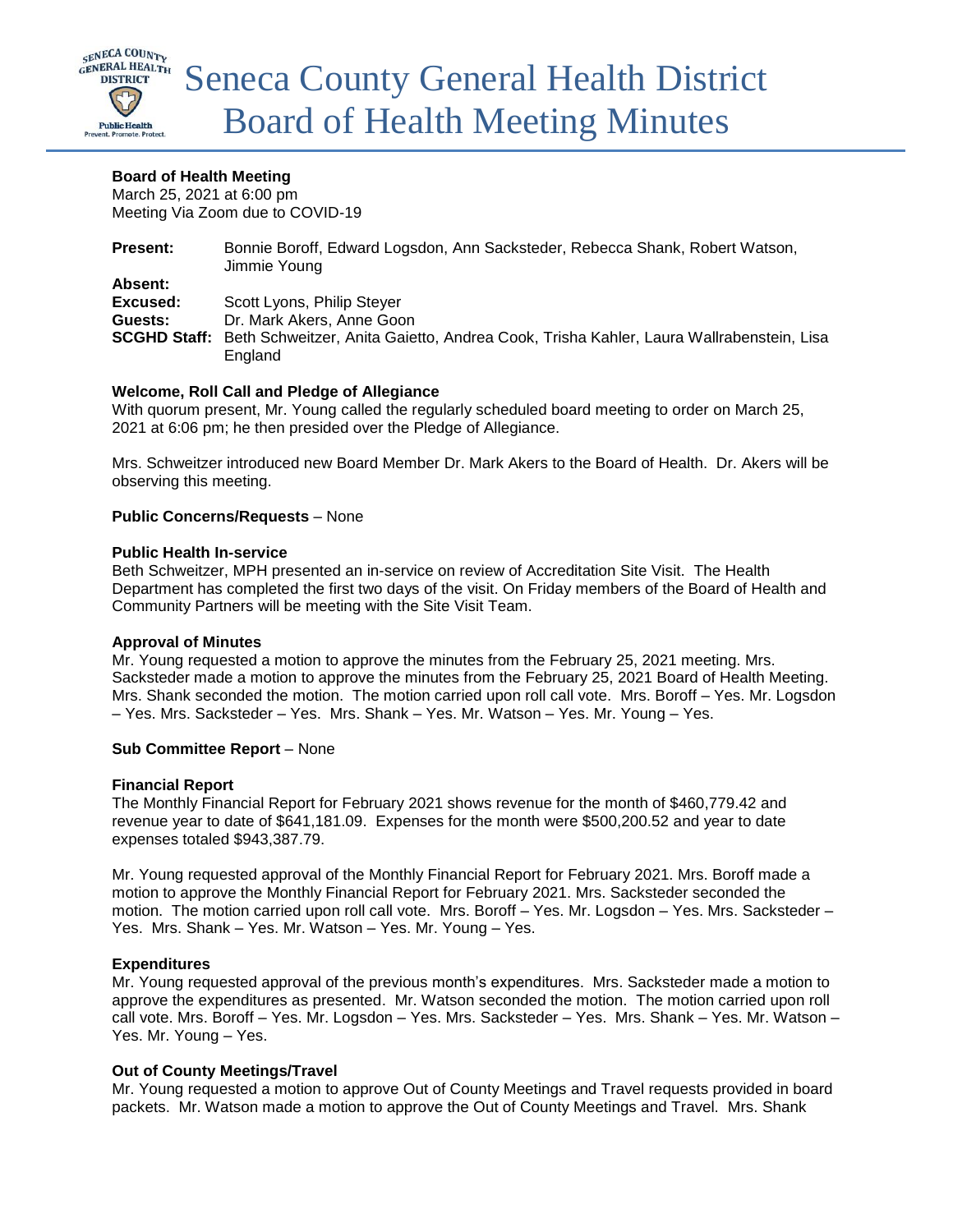# Seneca County General Health District Board of Health Meeting Minutes

**Board of Health Meeting**
March 25, 2021 at 6:00 pm
Meeting Via Zoom due to COVID-19

**Present:** Bonnie Boroff, Edward Logsdon, Ann Sacksteder, Rebecca Shank, Robert Watson, Jimmie Young
**Absent:**
**Excused:** Scott Lyons, Philip Steyer
**Guests:** Dr. Mark Akers, Anne Goon
**SCGHD Staff:** Beth Schweitzer, Anita Gaietto, Andrea Cook, Trisha Kahler, Laura Wallrabenstein, Lisa England

**Welcome, Roll Call and Pledge of Allegiance**
With quorum present, Mr. Young called the regularly scheduled board meeting to order on March 25, 2021 at 6:06 pm; he then presided over the Pledge of Allegiance.

Mrs. Schweitzer introduced new Board Member Dr. Mark Akers to the Board of Health. Dr. Akers will be observing this meeting.

**Public Concerns/Requests** – None

**Public Health In-service**
Beth Schweitzer, MPH presented an in-service on review of Accreditation Site Visit. The Health Department has completed the first two days of the visit. On Friday members of the Board of Health and Community Partners will be meeting with the Site Visit Team.

**Approval of Minutes**
Mr. Young requested a motion to approve the minutes from the February 25, 2021 meeting. Mrs. Sacksteder made a motion to approve the minutes from the February 25, 2021 Board of Health Meeting. Mrs. Shank seconded the motion. The motion carried upon roll call vote. Mrs. Boroff – Yes. Mr. Logsdon – Yes. Mrs. Sacksteder – Yes. Mrs. Shank – Yes. Mr. Watson – Yes. Mr. Young – Yes.

**Sub Committee Report** – None

**Financial Report**
The Monthly Financial Report for February 2021 shows revenue for the month of $460,779.42 and revenue year to date of $641,181.09. Expenses for the month were $500,200.52 and year to date expenses totaled $943,387.79.

Mr. Young requested approval of the Monthly Financial Report for February 2021. Mrs. Boroff made a motion to approve the Monthly Financial Report for February 2021. Mrs. Sacksteder seconded the motion. The motion carried upon roll call vote. Mrs. Boroff – Yes. Mr. Logsdon – Yes. Mrs. Sacksteder – Yes. Mrs. Shank – Yes. Mr. Watson – Yes. Mr. Young – Yes.

**Expenditures**
Mr. Young requested approval of the previous month's expenditures. Mrs. Sacksteder made a motion to approve the expenditures as presented. Mr. Watson seconded the motion. The motion carried upon roll call vote. Mrs. Boroff – Yes. Mr. Logsdon – Yes. Mrs. Sacksteder – Yes. Mrs. Shank – Yes. Mr. Watson – Yes. Mr. Young – Yes.

**Out of County Meetings/Travel**
Mr. Young requested a motion to approve Out of County Meetings and Travel requests provided in board packets. Mr. Watson made a motion to approve the Out of County Meetings and Travel. Mrs. Shank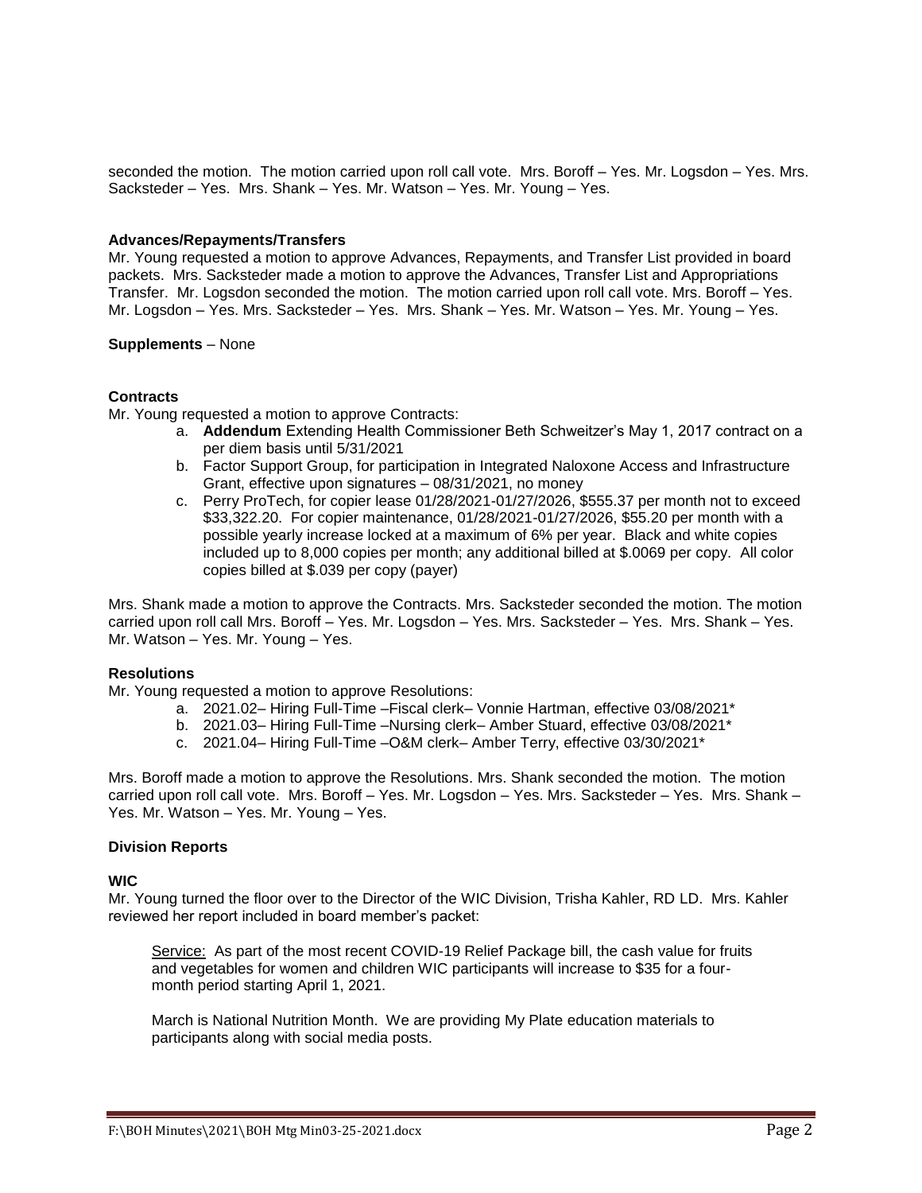seconded the motion. The motion carried upon roll call vote. Mrs. Boroff – Yes. Mr. Logsdon – Yes. Mrs. Sacksteder – Yes. Mrs. Shank – Yes. Mr. Watson – Yes. Mr. Young – Yes.

**Advances/Repayments/Transfers**

Mr. Young requested a motion to approve Advances, Repayments, and Transfer List provided in board packets. Mrs. Sacksteder made a motion to approve the Advances, Transfer List and Appropriations Transfer. Mr. Logsdon seconded the motion. The motion carried upon roll call vote. Mrs. Boroff – Yes. Mr. Logsdon – Yes. Mrs. Sacksteder – Yes. Mrs. Shank – Yes. Mr. Watson – Yes. Mr. Young – Yes.

**Supplements** – None

**Contracts**

Mr. Young requested a motion to approve Contracts:

a. **Addendum** Extending Health Commissioner Beth Schweitzer's May 1, 2017 contract on a per diem basis until 5/31/2021
b. Factor Support Group, for participation in Integrated Naloxone Access and Infrastructure Grant, effective upon signatures – 08/31/2021, no money
c. Perry ProTech, for copier lease 01/28/2021-01/27/2026, $555.37 per month not to exceed $33,322.20. For copier maintenance, 01/28/2021-01/27/2026, $55.20 per month with a possible yearly increase locked at a maximum of 6% per year. Black and white copies included up to 8,000 copies per month; any additional billed at $.0069 per copy. All color copies billed at $.039 per copy (payer)

Mrs. Shank made a motion to approve the Contracts. Mrs. Sacksteder seconded the motion. The motion carried upon roll call Mrs. Boroff – Yes. Mr. Logsdon – Yes. Mrs. Sacksteder – Yes. Mrs. Shank – Yes. Mr. Watson – Yes. Mr. Young – Yes.

**Resolutions**

Mr. Young requested a motion to approve Resolutions:

a. 2021.02– Hiring Full-Time –Fiscal clerk– Vonnie Hartman, effective 03/08/2021*
b. 2021.03– Hiring Full-Time –Nursing clerk– Amber Stuard, effective 03/08/2021*
c. 2021.04– Hiring Full-Time –O&M clerk– Amber Terry, effective 03/30/2021*

Mrs. Boroff made a motion to approve the Resolutions. Mrs. Shank seconded the motion. The motion carried upon roll call vote. Mrs. Boroff – Yes. Mr. Logsdon – Yes. Mrs. Sacksteder – Yes. Mrs. Shank – Yes. Mr. Watson – Yes. Mr. Young – Yes.

**Division Reports**

**WIC**

Mr. Young turned the floor over to the Director of the WIC Division, Trisha Kahler, RD LD. Mrs. Kahler reviewed her report included in board member's packet:

Service: As part of the most recent COVID-19 Relief Package bill, the cash value for fruits and vegetables for women and children WIC participants will increase to $35 for a four-month period starting April 1, 2021.

March is National Nutrition Month. We are providing My Plate education materials to participants along with social media posts.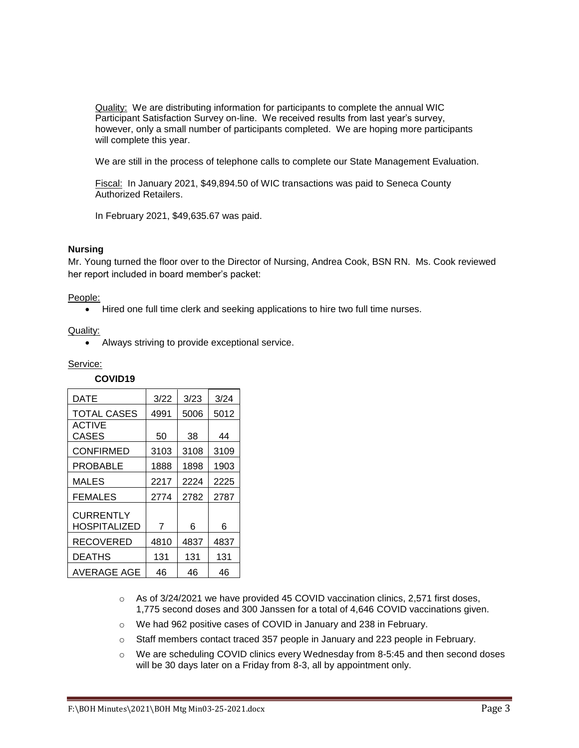Quality: We are distributing information for participants to complete the annual WIC Participant Satisfaction Survey on-line. We received results from last year's survey, however, only a small number of participants completed. We are hoping more participants will complete this year.

We are still in the process of telephone calls to complete our State Management Evaluation.

Fiscal: In January 2021, $49,894.50 of WIC transactions was paid to Seneca County Authorized Retailers.

In February 2021, $49,635.67 was paid.

**Nursing**

Mr. Young turned the floor over to the Director of Nursing, Andrea Cook, BSN RN. Ms. Cook reviewed her report included in board member's packet:

People:

- Hired one full time clerk and seeking applications to hire two full time nurses.

Quality:

- Always striving to provide exceptional service.

Service:

**COVID19**

| DATE | 3/22 | 3/23 | 3/24 |
|---|---|---|---|
| TOTAL CASES | 4991 | 5006 | 5012 |
| ACTIVE CASES | 50 | 38 | 44 |
| CONFIRMED | 3103 | 3108 | 3109 |
| PROBABLE | 1888 | 1898 | 1903 |
| MALES | 2217 | 2224 | 2225 |
| FEMALES | 2774 | 2782 | 2787 |
| CURRENTLY HOSPITALIZED | 7 | 6 | 6 |
| RECOVERED | 4810 | 4837 | 4837 |
| DEATHS | 131 | 131 | 131 |
| AVERAGE AGE | 46 | 46 | 46 |

- As of 3/24/2021 we have provided 45 COVID vaccination clinics, 2,571 first doses, 1,775 second doses and 300 Janssen for a total of 4,646 COVID vaccinations given.
- We had 962 positive cases of COVID in January and 238 in February.
- Staff members contact traced 357 people in January and 223 people in February.
- We are scheduling COVID clinics every Wednesday from 8-5:45 and then second doses will be 30 days later on a Friday from 8-3, all by appointment only.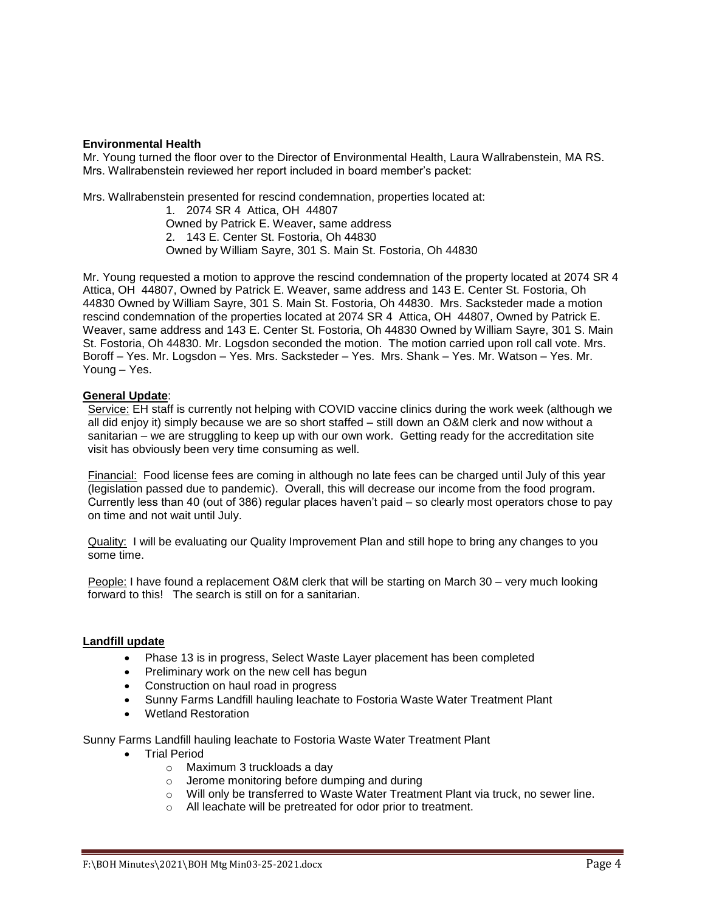**Environmental Health**

Mr. Young turned the floor over to the Director of Environmental Health, Laura Wallrabenstein, MA RS. Mrs. Wallrabenstein reviewed her report included in board member's packet:

Mrs. Wallrabenstein presented for rescind condemnation, properties located at:

1. 2074 SR 4 Attica, OH 44807
   Owned by Patrick E. Weaver, same address
2. 143 E. Center St. Fostoria, Oh 44830
   Owned by William Sayre, 301 S. Main St. Fostoria, Oh 44830

Mr. Young requested a motion to approve the rescind condemnation of the property located at 2074 SR 4 Attica, OH 44807, Owned by Patrick E. Weaver, same address and 143 E. Center St. Fostoria, Oh 44830 Owned by William Sayre, 301 S. Main St. Fostoria, Oh 44830. Mrs. Sacksteder made a motion rescind condemnation of the properties located at 2074 SR 4 Attica, OH 44807, Owned by Patrick E. Weaver, same address and 143 E. Center St. Fostoria, Oh 44830 Owned by William Sayre, 301 S. Main St. Fostoria, Oh 44830. Mr. Logsdon seconded the motion. The motion carried upon roll call vote. Mrs. Boroff – Yes. Mr. Logsdon – Yes. Mrs. Sacksteder – Yes. Mrs. Shank – Yes. Mr. Watson – Yes. Mr. Young – Yes.

**General Update**:

Service: EH staff is currently not helping with COVID vaccine clinics during the work week (although we all did enjoy it) simply because we are so short staffed – still down an O&M clerk and now without a sanitarian – we are struggling to keep up with our own work. Getting ready for the accreditation site visit has obviously been very time consuming as well.

Financial: Food license fees are coming in although no late fees can be charged until July of this year (legislation passed due to pandemic). Overall, this will decrease our income from the food program. Currently less than 40 (out of 386) regular places haven't paid – so clearly most operators chose to pay on time and not wait until July.

Quality: I will be evaluating our Quality Improvement Plan and still hope to bring any changes to you some time.

People: I have found a replacement O&M clerk that will be starting on March 30 – very much looking forward to this! The search is still on for a sanitarian.

**Landfill update**

- Phase 13 is in progress, Select Waste Layer placement has been completed
- Preliminary work on the new cell has begun
- Construction on haul road in progress
- Sunny Farms Landfill hauling leachate to Fostoria Waste Water Treatment Plant
- Wetland Restoration

Sunny Farms Landfill hauling leachate to Fostoria Waste Water Treatment Plant

- Trial Period
  - Maximum 3 truckloads a day
  - Jerome monitoring before dumping and during
  - Will only be transferred to Waste Water Treatment Plant via truck, no sewer line.
  - All leachate will be pretreated for odor prior to treatment.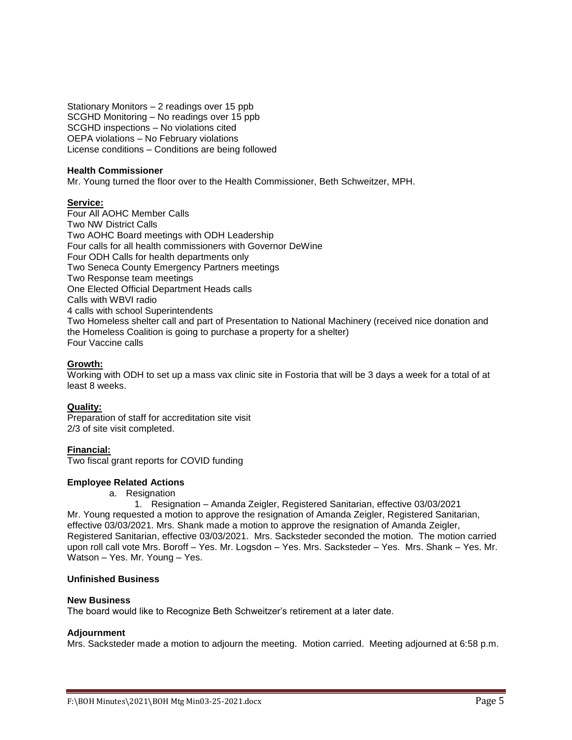Stationary Monitors – 2 readings over 15 ppb
SCGHD Monitoring – No readings over 15 ppb
SCGHD inspections – No violations cited
OEPA violations – No February violations
License conditions – Conditions are being followed

**Health Commissioner**

Mr. Young turned the floor over to the Health Commissioner, Beth Schweitzer, MPH.

**Service:**

Four All AOHC Member Calls
Two NW District Calls
Two AOHC Board meetings with ODH Leadership
Four calls for all health commissioners with Governor DeWine
Four ODH Calls for health departments only
Two Seneca County Emergency Partners meetings
Two Response team meetings
One Elected Official Department Heads calls
Calls with WBVI radio
4 calls with school Superintendents
Two Homeless shelter call and part of Presentation to National Machinery (received nice donation and the Homeless Coalition is going to purchase a property for a shelter)
Four Vaccine calls

**Growth:**

Working with ODH to set up a mass vax clinic site in Fostoria that will be 3 days a week for a total of at least 8 weeks.

**Quality:**

Preparation of staff for accreditation site visit
2/3 of site visit completed.

**Financial:**

Two fiscal grant reports for COVID funding

**Employee Related Actions**

a. Resignation
    1. Resignation – Amanda Zeigler, Registered Sanitarian, effective 03/03/2021

Mr. Young requested a motion to approve the resignation of Amanda Zeigler, Registered Sanitarian, effective 03/03/2021. Mrs. Shank made a motion to approve the resignation of Amanda Zeigler, Registered Sanitarian, effective 03/03/2021. Mrs. Sacksteder seconded the motion. The motion carried upon roll call vote Mrs. Boroff – Yes. Mr. Logsdon – Yes. Mrs. Sacksteder – Yes. Mrs. Shank – Yes. Mr. Watson – Yes. Mr. Young – Yes.

**Unfinished Business**

**New Business**

The board would like to Recognize Beth Schweitzer's retirement at a later date.

**Adjournment**

Mrs. Sacksteder made a motion to adjourn the meeting. Motion carried. Meeting adjourned at 6:58 p.m.